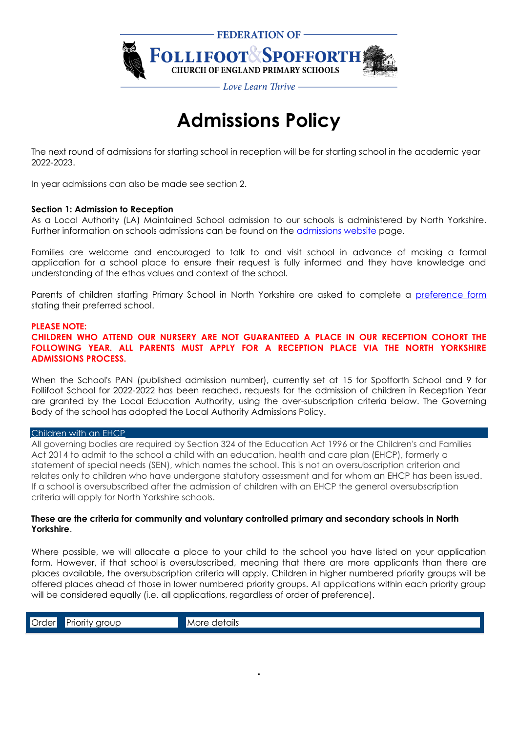FEDERATION OF

FOLLIFOOT & SPOFFORTH

CHURCH OF ENGLAND PRIMARY SCHOOLS

*Love Learn Thrive*

# Admissions Policy

The next round of admissions for starting school in reception will be for starting school in the academic year 2022-2023.

In year admissions can also be made see section 2.

**Section 1: Admission to Reception**

As a Local Authority (LA) Maintained School admission to our schools is administered by North Yorkshire. Further information on schools admissions can be found on the admissions website page.

Families are welcome and encouraged to talk to and visit school in advance of making a formal application for a school place to ensure their request is fully informed and they have knowledge and understanding of the ethos values and context of the school.

Parents of children starting Primary School in North Yorkshire are asked to complete a preference form stating their preferred school.

**PLEASE NOTE:**

**CHILDREN WHO ATTEND OUR NURSERY ARE NOT GUARANTEED A PLACE IN OUR RECEPTION COHORT THE FOLLOWING YEAR. ALL PARENTS MUST APPLY FOR A RECEPTION PLACE VIA THE NORTH YORKSHIRE ADMISSIONS PROCESS.**

When the School's PAN (published admission number), currently set at 15 for Spofforth School and 9 for Follifoot School for 2022-2022 has been reached, requests for the admission of children in Reception Year are granted by the Local Education Authority, using the over-subscription criteria below. The Governing Body of the school has adopted the Local Authority Admissions Policy.

Children with an EHCP

All governing bodies are required by Section 324 of the Education Act 1996 or the Children's and Families Act 2014 to admit to the school a child with an education, health and care plan (EHCP), formerly a statement of special needs (SEN), which names the school. This is not an oversubscription criterion and relates only to children who have undergone statutory assessment and for whom an EHCP has been issued. If a school is oversubscribed after the admission of children with an EHCP the general oversubscription criteria will apply for North Yorkshire schools.

**These are the criteria for community and voluntary controlled primary and secondary schools in North Yorkshire**.

Where possible, we will allocate a place to your child to the school you have listed on your application form. However, if that school is oversubscribed, meaning that there are more applicants than there are places available, the oversubscription criteria will apply. Children in higher numbered priority groups will be offered places ahead of those in lower numbered priority groups. All applications within each priority group will be considered equally (i.e. all applications, regardless of order of preference).

| Order | Priority group | More details |
|---|---|---|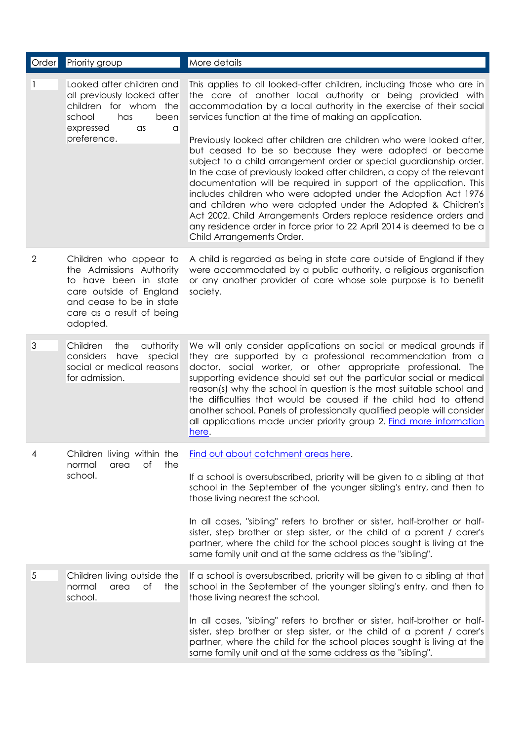| Order | Priority group | More details |
|---|---|---|
| 1 | Looked after children and all previously looked after children for whom the school has been expressed as a preference. | This applies to all looked-after children, including those who are in the care of another local authority or being provided with accommodation by a local authority in the exercise of their social services function at the time of making an application.<br><br>Previously looked after children are children who were looked after, but ceased to be so because they were adopted or became subject to a child arrangement order or special guardianship order. In the case of previously looked after children, a copy of the relevant documentation will be required in support of the application. This includes children who were adopted under the Adoption Act 1976 and children who were adopted under the Adopted & Children's Act 2002. Child Arrangements Orders replace residence orders and any residence order in force prior to 22 April 2014 is deemed to be a Child Arrangements Order. |
| 2 | Children who appear to the Admissions Authority to have been in state care outside of England and cease to be in state care as a result of being adopted. | A child is regarded as being in state care outside of England if they were accommodated by a public authority, a religious organisation or any another provider of care whose sole purpose is to benefit society. |
| 3 | Children the authority considers have special social or medical reasons for admission. | We will only consider applications on social or medical grounds if they are supported by a professional recommendation from a doctor, social worker, or other appropriate professional. The supporting evidence should set out the particular social or medical reason(s) why the school in question is the most suitable school and the difficulties that would be caused if the child had to attend another school. Panels of professionally qualified people will consider all applications made under priority group 2. Find more information here. |
| 4 | Children living within the normal area of the school. | Find out about catchment areas here.<br><br>If a school is oversubscribed, priority will be given to a sibling at that school in the September of the younger sibling's entry, and then to those living nearest the school.<br><br>In all cases, "sibling" refers to brother or sister, half-brother or half-sister, step brother or step sister, or the child of a parent / carer's partner, where the child for the school places sought is living at the same family unit and at the same address as the "sibling". |
| 5 | Children living outside the normal area of the school. | If a school is oversubscribed, priority will be given to a sibling at that school in the September of the younger sibling's entry, and then to those living nearest the school.<br><br>In all cases, "sibling" refers to brother or sister, half-brother or half-sister, step brother or step sister, or the child of a parent / carer's partner, where the child for the school places sought is living at the same family unit and at the same address as the "sibling". |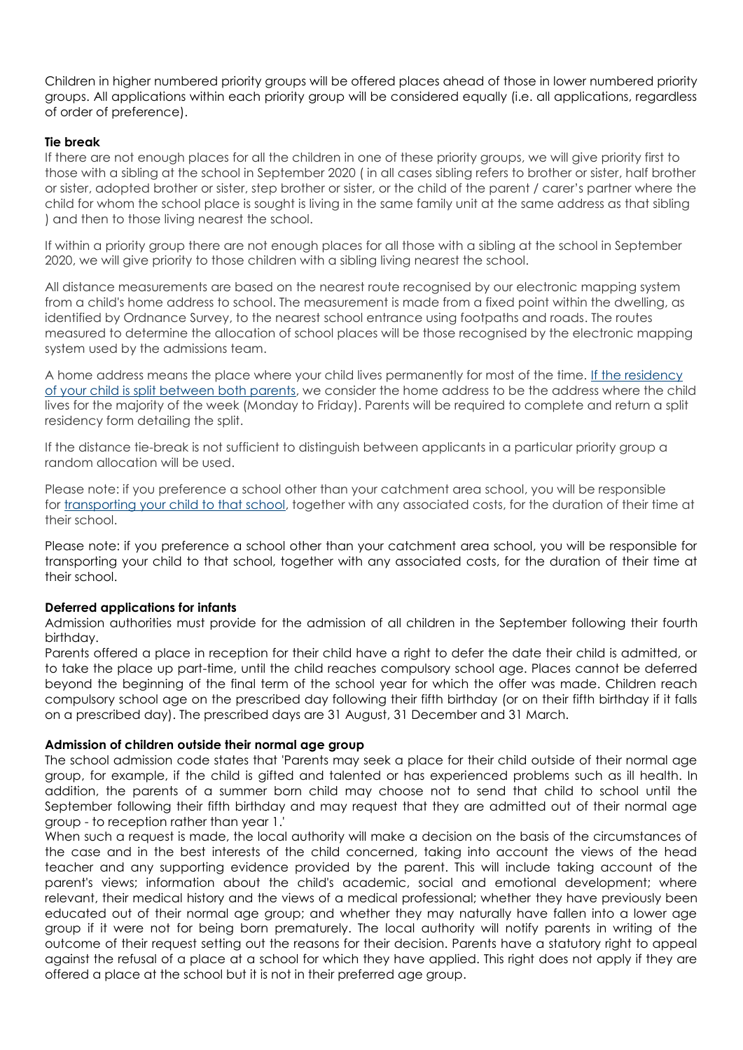Children in higher numbered priority groups will be offered places ahead of those in lower numbered priority groups. All applications within each priority group will be considered equally (i.e. all applications, regardless of order of preference).

**Tie break**

If there are not enough places for all the children in one of these priority groups, we will give priority first to those with a sibling at the school in September 2020 ( in all cases sibling refers to brother or sister, half brother or sister, adopted brother or sister, step brother or sister, or the child of the parent / carer's partner where the child for whom the school place is sought is living in the same family unit at the same address as that sibling ) and then to those living nearest the school.

If within a priority group there are not enough places for all those with a sibling at the school in September 2020, we will give priority to those children with a sibling living nearest the school.

All distance measurements are based on the nearest route recognised by our electronic mapping system from a child's home address to school. The measurement is made from a fixed point within the dwelling, as identified by Ordnance Survey, to the nearest school entrance using footpaths and roads. The routes measured to determine the allocation of school places will be those recognised by the electronic mapping system used by the admissions team.

A home address means the place where your child lives permanently for most of the time. If the residency of your child is split between both parents, we consider the home address to be the address where the child lives for the majority of the week (Monday to Friday). Parents will be required to complete and return a split residency form detailing the split.

If the distance tie-break is not sufficient to distinguish between applicants in a particular priority group a random allocation will be used.

Please note: if you preference a school other than your catchment area school, you will be responsible for transporting your child to that school, together with any associated costs, for the duration of their time at their school.

Please note: if you preference a school other than your catchment area school, you will be responsible for transporting your child to that school, together with any associated costs, for the duration of their time at their school.

**Deferred applications for infants**

Admission authorities must provide for the admission of all children in the September following their fourth birthday.

Parents offered a place in reception for their child have a right to defer the date their child is admitted, or to take the place up part-time, until the child reaches compulsory school age. Places cannot be deferred beyond the beginning of the final term of the school year for which the offer was made. Children reach compulsory school age on the prescribed day following their fifth birthday (or on their fifth birthday if it falls on a prescribed day). The prescribed days are 31 August, 31 December and 31 March.

**Admission of children outside their normal age group**

The school admission code states that 'Parents may seek a place for their child outside of their normal age group, for example, if the child is gifted and talented or has experienced problems such as ill health. In addition, the parents of a summer born child may choose not to send that child to school until the September following their fifth birthday and may request that they are admitted out of their normal age group - to reception rather than year 1.'

When such a request is made, the local authority will make a decision on the basis of the circumstances of the case and in the best interests of the child concerned, taking into account the views of the head teacher and any supporting evidence provided by the parent. This will include taking account of the parent's views; information about the child's academic, social and emotional development; where relevant, their medical history and the views of a medical professional; whether they have previously been educated out of their normal age group; and whether they may naturally have fallen into a lower age group if it were not for being born prematurely. The local authority will notify parents in writing of the outcome of their request setting out the reasons for their decision. Parents have a statutory right to appeal against the refusal of a place at a school for which they have applied. This right does not apply if they are offered a place at the school but it is not in their preferred age group.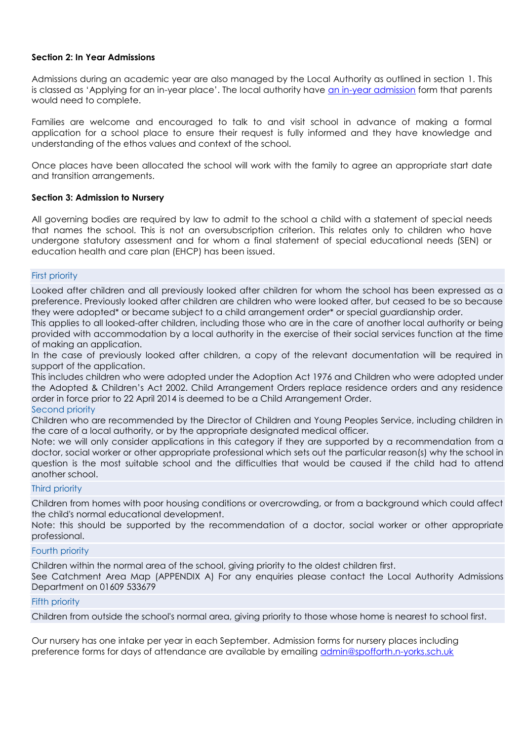**Section 2: In Year Admissions**

Admissions during an academic year are also managed by the Local Authority as outlined in section 1. This is classed as 'Applying for an in-year place'. The local authority have an in-year admission form that parents would need to complete.

Families are welcome and encouraged to talk to and visit school in advance of making a formal application for a school place to ensure their request is fully informed and they have knowledge and understanding of the ethos values and context of the school.

Once places have been allocated the school will work with the family to agree an appropriate start date and transition arrangements.

**Section 3: Admission to Nursery**

All governing bodies are required by law to admit to the school a child with a statement of special needs that names the school. This is not an oversubscription criterion. This relates only to children who have undergone statutory assessment and for whom a final statement of special educational needs (SEN) or education health and care plan (EHCP) has been issued.

First priority

Looked after children and all previously looked after children for whom the school has been expressed as a preference. Previously looked after children are children who were looked after, but ceased to be so because they were adopted* or became subject to a child arrangement order* or special guardianship order.
This applies to all looked-after children, including those who are in the care of another local authority or being provided with accommodation by a local authority in the exercise of their social services function at the time of making an application.
In the case of previously looked after children, a copy of the relevant documentation will be required in support of the application.
This includes children who were adopted under the Adoption Act 1976 and Children who were adopted under the Adopted & Children's Act 2002. Child Arrangement Orders replace residence orders and any residence order in force prior to 22 April 2014 is deemed to be a Child Arrangement Order.

Second priority

Children who are recommended by the Director of Children and Young Peoples Service, including children in the care of a local authority, or by the appropriate designated medical officer.
Note: we will only consider applications in this category if they are supported by a recommendation from a doctor, social worker or other appropriate professional which sets out the particular reason(s) why the school in question is the most suitable school and the difficulties that would be caused if the child had to attend another school.

Third priority

Children from homes with poor housing conditions or overcrowding, or from a background which could affect the child's normal educational development.
Note: this should be supported by the recommendation of a doctor, social worker or other appropriate professional.

Fourth priority

Children within the normal area of the school, giving priority to the oldest children first.
See Catchment Area Map (APPENDIX A) For any enquiries please contact the Local Authority Admissions Department on 01609 533679

Fifth priority

Children from outside the school's normal area, giving priority to those whose home is nearest to school first.

Our nursery has one intake per year in each September. Admission forms for nursery places including preference forms for days of attendance are available by emailing admin@spofforth.n-yorks.sch.uk